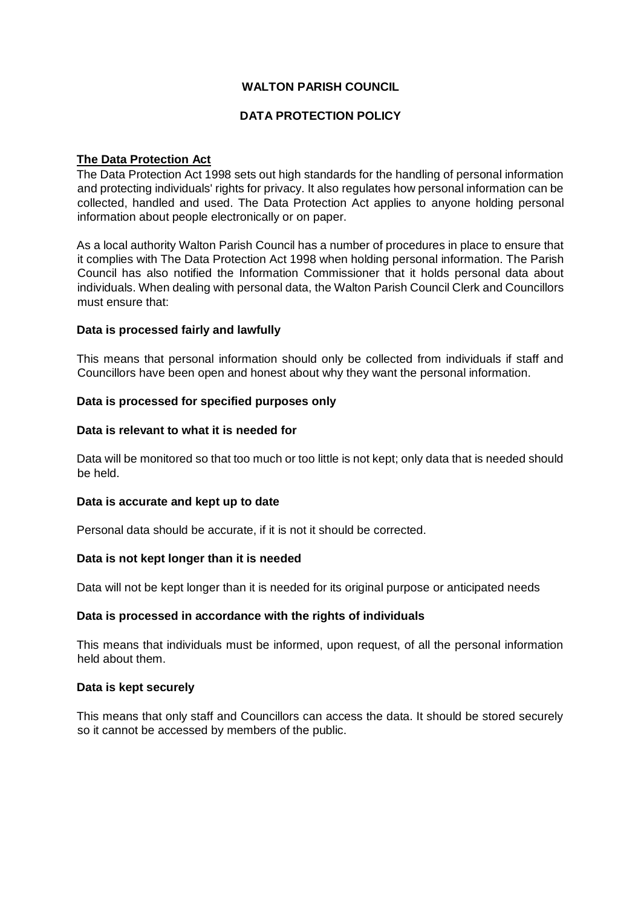# WALTON PARISH COUNCIL

## DATA PROTECTION POLICY

### The Data Protection Act

The Data Protection Act 1998 sets out high standards for the handling of personal information and protecting individuals' rights for privacy. It also regulates how personal information can be collected, handled and used. The Data Protection Act applies to anyone holding personal information about people electronically or on paper.

As a local authority Walton Parish Council has a number of procedures in place to ensure that it complies with The Data Protection Act 1998 when holding personal information. The Parish Council has also notified the Information Commissioner that it holds personal data about individuals. When dealing with personal data, the Walton Parish Council Clerk and Councillors must ensure that:

**Data is processed fairly and lawfully**

This means that personal information should only be collected from individuals if staff and Councillors have been open and honest about why they want the personal information.

**Data is processed for specified purposes only**

**Data is relevant to what it is needed for**

Data will be monitored so that too much or too little is not kept; only data that is needed should be held.

**Data is accurate and kept up to date**

Personal data should be accurate, if it is not it should be corrected.

**Data is not kept longer than it is needed**

Data will not be kept longer than it is needed for its original purpose or anticipated needs

**Data is processed in accordance with the rights of individuals**

This means that individuals must be informed, upon request, of all the personal information held about them.

**Data is kept securely**

This means that only staff and Councillors can access the data. It should be stored securely so it cannot be accessed by members of the public.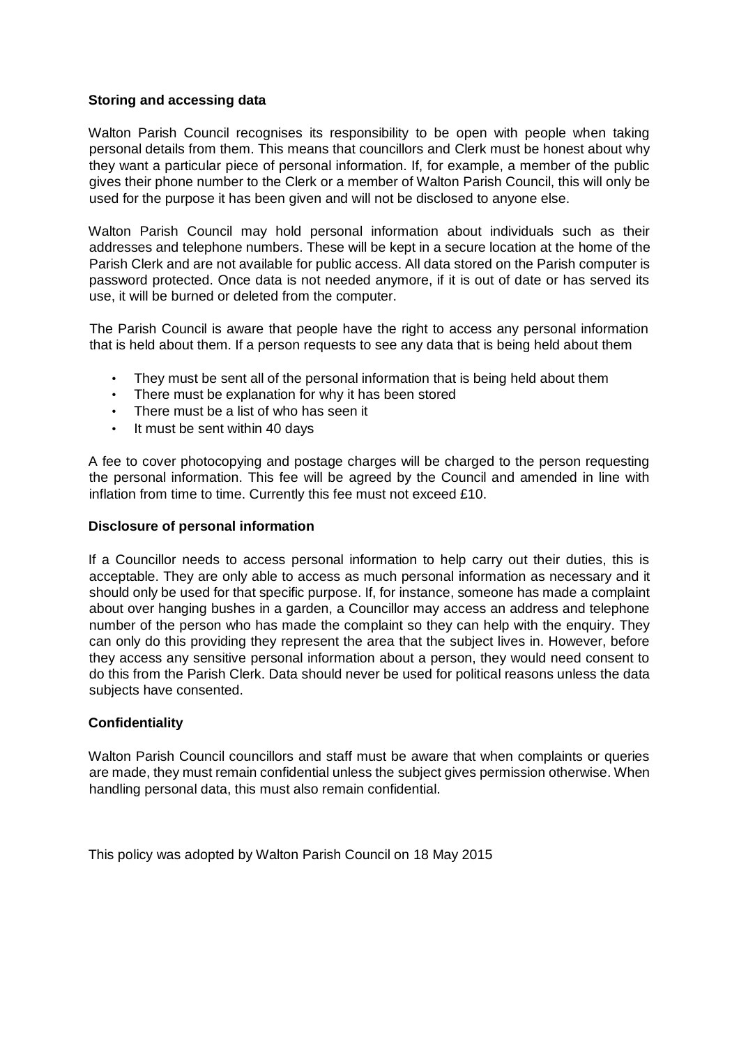**Storing and accessing data**

Walton Parish Council recognises its responsibility to be open with people when taking personal details from them. This means that councillors and Clerk must be honest about why they want a particular piece of personal information. If, for example, a member of the public gives their phone number to the Clerk or a member of Walton Parish Council, this will only be used for the purpose it has been given and will not be disclosed to anyone else.

Walton Parish Council may hold personal information about individuals such as their addresses and telephone numbers. These will be kept in a secure location at the home of the Parish Clerk and are not available for public access. All data stored on the Parish computer is password protected. Once data is not needed anymore, if it is out of date or has served its use, it will be burned or deleted from the computer.

The Parish Council is aware that people have the right to access any personal information that is held about them. If a person requests to see any data that is being held about them

- They must be sent all of the personal information that is being held about them
- There must be explanation for why it has been stored
- There must be a list of who has seen it
- It must be sent within 40 days

A fee to cover photocopying and postage charges will be charged to the person requesting the personal information. This fee will be agreed by the Council and amended in line with inflation from time to time. Currently this fee must not exceed £10.

**Disclosure of personal information**

If a Councillor needs to access personal information to help carry out their duties, this is acceptable. They are only able to access as much personal information as necessary and it should only be used for that specific purpose. If, for instance, someone has made a complaint about over hanging bushes in a garden, a Councillor may access an address and telephone number of the person who has made the complaint so they can help with the enquiry. They can only do this providing they represent the area that the subject lives in. However, before they access any sensitive personal information about a person, they would need consent to do this from the Parish Clerk. Data should never be used for political reasons unless the data subjects have consented.

**Confidentiality**

Walton Parish Council councillors and staff must be aware that when complaints or queries are made, they must remain confidential unless the subject gives permission otherwise. When handling personal data, this must also remain confidential.

This policy was adopted by Walton Parish Council on 18 May 2015